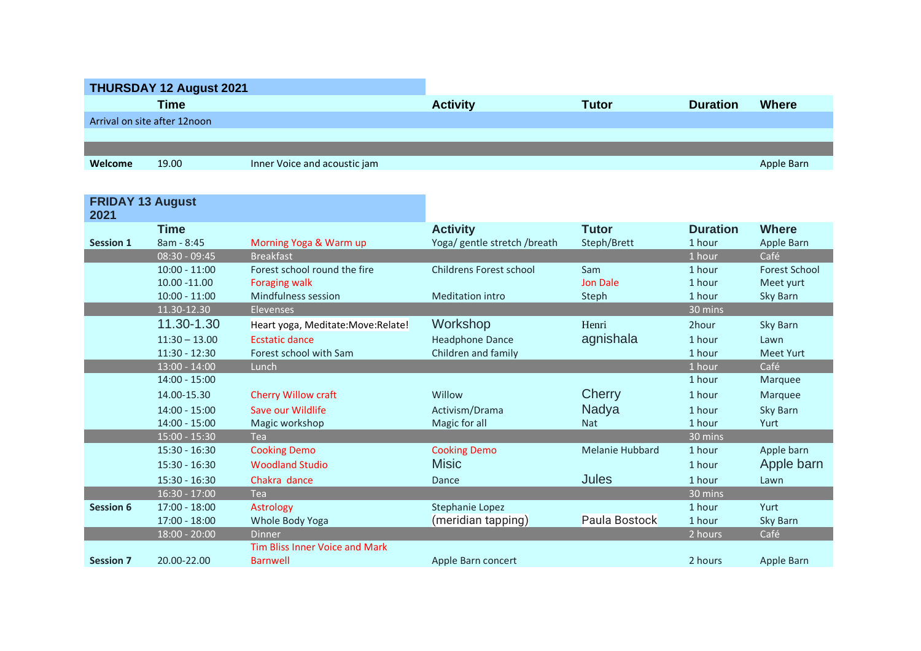## THURSDAY 12 August 2021

| | Time | | Activity | Tutor | Duration | Where |
|---|---|---|---|---|---|---|
| Arrival on site after 12noon | | | | | | |
| | | | | | | |
| | | | | | | |
| Welcome | 19.00 | Inner Voice and acoustic jam | | | | Apple Barn |

## FRIDAY 13 August 2021

| | Time | | Activity | Tutor | Duration | Where |
|---|---|---|---|---|---|---|
| Session 1 | 8am - 8:45 | Morning Yoga & Warm up | Yoga/ gentle stretch /breath | Steph/Brett | 1 hour | Apple Barn |
| | 08:30 - 09:45 | Breakfast | | | 1 hour | Café |
| | 10:00 - 11:00 | Forest school round the fire | Childrens Forest school | Sam | 1 hour | Forest School |
| | 10.00 -11.00 | Foraging walk | | Jon Dale | 1 hour | Meet yurt |
| | 10:00 - 11:00 | Mindfulness session | Meditation intro | Steph | 1 hour | Sky Barn |
| | 11.30-12.30 | Elevenses | | | 30 mins | |
| | 11.30-1.30 | Heart yoga, Meditate:Move:Relate! | Workshop | Henri | 2hour | Sky Barn |
| | 11:30 – 13.00 | Ecstatic dance | Headphone Dance | agnishala | 1 hour | Lawn |
| | 11:30 - 12:30 | Forest school with Sam | Children and family | | 1 hour | Meet Yurt |
| | 13:00 - 14:00 | Lunch | | | 1 hour | Café |
| | 14:00 - 15:00 | | | | 1 hour | Marquee |
| | 14.00-15.30 | Cherry Willow craft | Willow | Cherry | 1 hour | Marquee |
| | 14:00 - 15:00 | Save our Wildlife | Activism/Drama | Nadya | 1 hour | Sky Barn |
| | 14:00 - 15:00 | Magic workshop | Magic for all | Nat | 1 hour | Yurt |
| | 15:00 - 15:30 | Tea | | | 30 mins | |
| | 15:30 - 16:30 | Cooking Demo | Cooking Demo | Melanie Hubbard | 1 hour | Apple barn |
| | 15:30 - 16:30 | Woodland Studio | Misic | | 1 hour | Apple barn |
| | 15:30 - 16:30 | Chakra dance | Dance | Jules | 1 hour | Lawn |
| | 16:30 - 17:00 | Tea | | | 30 mins | |
| Session 6 | 17:00 - 18:00 | Astrology | Stephanie Lopez | | 1 hour | Yurt |
| | 17:00 - 18:00 | Whole Body Yoga | (meridian tapping) | Paula Bostock | 1 hour | Sky Barn |
| | 18:00 - 20:00 | Dinner | | | 2 hours | Café |
| Session 7 | 20.00-22.00 | Tim Bliss Inner Voice and Mark Barnwell | Apple Barn concert | | 2 hours | Apple Barn |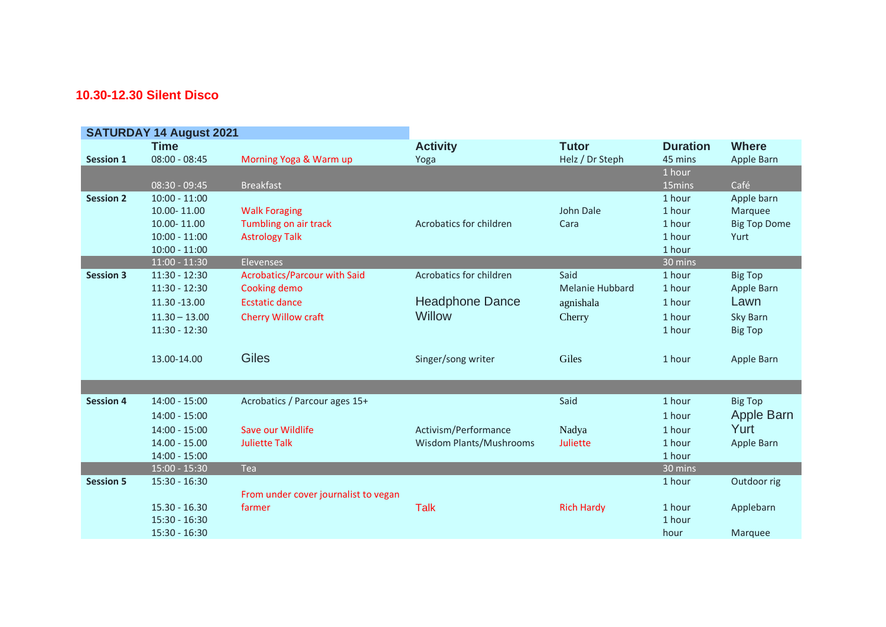**10.30-12.30 Silent Disco**

| SATURDAY 14 August 2021 | | | | | | |
|---|---|---|---|---|---|---|
| | **Time** | | **Activity** | **Tutor** | **Duration** | **Where** |
| **Session 1** | 08:00 - 08:45 | Morning Yoga & Warm up | Yoga | Helz / Dr Steph | 45 mins | Apple Barn |
| | 08:30 - 09:45 | Breakfast | | | 1 hour 15mins | Café |
| **Session 2** | 10:00 - 11:00 | | | | 1 hour | Apple barn |
| | 10.00- 11.00 | Walk Foraging | | John Dale | 1 hour | Marquee |
| | 10.00- 11.00 | Tumbling on air track | Acrobatics for children | Cara | 1 hour | Big Top Dome |
| | 10:00 - 11:00 | Astrology Talk | | | 1 hour | Yurt |
| | 10:00 - 11:00 | | | | 1 hour | |
| | 11:00 - 11:30 | Elevenses | | | 30 mins | |
| **Session 3** | 11:30 - 12:30 | Acrobatics/Parcour with Said | Acrobatics for children | Said | 1 hour | Big Top |
| | 11:30 - 12:30 | Cooking demo | | Melanie Hubbard | 1 hour | Apple Barn |
| | 11.30 -13.00 | Ecstatic dance | Headphone Dance | agnishala | 1 hour | Lawn |
| | 11.30 – 13.00 | Cherry Willow craft | Willow | Cherry | 1 hour | Sky Barn |
| | 11:30 - 12:30 | | | | 1 hour | Big Top |
| | 13.00-14.00 | Giles | Singer/song writer | Giles | 1 hour | Apple Barn |
| | | | | | | |
| **Session 4** | 14:00 - 15:00 | Acrobatics / Parcour ages 15+ | | Said | 1 hour | Big Top |
| | 14:00 - 15:00 | | | | 1 hour | Apple Barn |
| | 14:00 - 15:00 | Save our Wildlife | Activism/Performance | Nadya | 1 hour | Yurt |
| | 14.00 - 15.00 | Juliette Talk | Wisdom Plants/Mushrooms | Juliette | 1 hour | Apple Barn |
| | 14:00 - 15:00 | | | | 1 hour | |
| | 15:00 - 15:30 | Tea | | | 30 mins | |
| **Session 5** | 15:30 - 16:30 | | | | 1 hour | Outdoor rig |
| | 15.30 - 16.30 | From under cover journalist to vegan farmer | Talk | Rich Hardy | 1 hour | Applebarn |
| | 15:30 - 16:30 | | | | 1 hour | |
| | 15:30 - 16:30 | | | | hour | Marquee |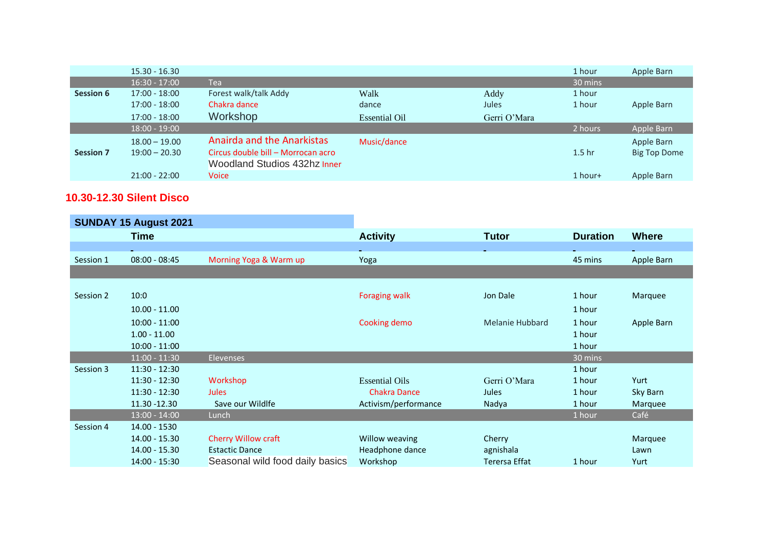| | | | | | | |
|---|---|---|---|---|---|---|
| | 15.30 - 16.30 | | | | 1 hour | Apple Barn |
| | 16:30 - 17:00 | Tea | | | 30 mins | |
| **Session 6** | 17:00 - 18:00 | Forest walk/talk Addy | Walk | Addy | 1 hour | |
| | 17:00 - 18:00 | Chakra dance | dance | Jules | 1 hour | Apple Barn |
| | 17:00 - 18:00 | Workshop | Essential Oil | Gerri O'Mara | | |
| | 18:00 - 19:00 | | | | 2 hours | Apple Barn |
| | 18.00 – 19.00 | Anairda and the Anarkistas | Music/dance | | | Apple Barn |
| **Session 7** | 19:00 – 20.30 | Circus double bill – Morrocan acro | | | 1.5 hr | Big Top Dome |
| | 21:00 - 22:00 | Woodland Studios 432hz Inner Voice | | | 1 hour+ | Apple Barn |

## 10.30-12.30 Silent Disco

| **SUNDAY 15 August 2021** | | | | | | |
|---|---|---|---|---|---|---|
| | **Time** | | **Activity** | **Tutor** | **Duration** | **Where** |
| | - | | - | - | - | - |
| Session 1 | 08:00 - 08:45 | Morning Yoga & Warm up | Yoga | | 45 mins | Apple Barn |
| | | | | | | |
| Session 2 | 10:0 | | Foraging walk | Jon Dale | 1 hour | Marquee |
| | 10.00 - 11.00 | | | | 1 hour | |
| | 10:00 - 11:00 | | Cooking demo | Melanie Hubbard | 1 hour | Apple Barn |
| | 1.00 - 11.00 | | | | 1 hour | |
| | 10:00 - 11:00 | | | | 1 hour | |
| | 11:00 - 11:30 | Elevenses | | | 30 mins | |
| Session 3 | 11:30 - 12:30 | | | | 1 hour | |
| | 11:30 - 12:30 | Workshop | Essential Oils | Gerri O'Mara | 1 hour | Yurt |
| | 11:30 - 12:30 | Jules | Chakra Dance | Jules | 1 hour | Sky Barn |
| | 11.30 -12.30 | Save our Wildlfe | Activism/performance | Nadya | 1 hour | Marquee |
| | 13:00 - 14:00 | Lunch | | | 1 hour | Café |
| Session 4 | 14.00 - 1530 | | | | | |
| | 14.00 - 15.30 | Cherry Willow craft | Willow weaving | Cherry | | Marquee |
| | 14.00 - 15.30 | Estactic Dance | Headphone dance | agnishala | | Lawn |
| | 14:00 - 15:30 | Seasonal wild food daily basics | Workshop | Terersa Effat | 1 hour | Yurt |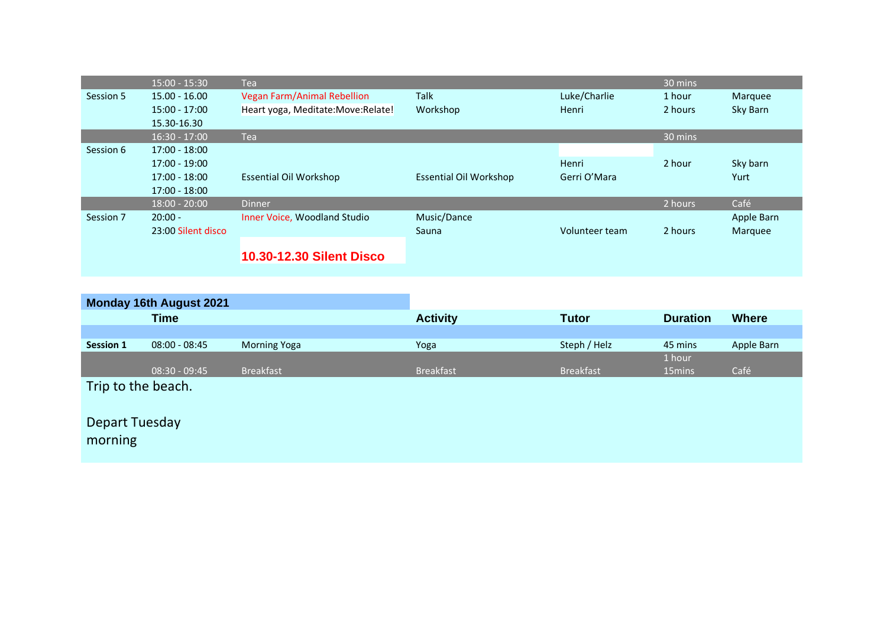| | | | | | | |
|---|---|---|---|---|---|---|
| | 15:00 - 15:30 | Tea | | | 30 mins | |
| Session 5 | 15.00 - 16.00 | Vegan Farm/Animal Rebellion | Talk | Luke/Charlie | 1 hour | Marquee |
| | 15:00 - 17:00 | Heart yoga, Meditate:Move:Relate! | Workshop | Henri | 2 hours | Sky Barn |
| | 15.30-16.30 | | | | | |
| | 16:30 - 17:00 | Tea | | | 30 mins | |
| Session 6 | 17:00 - 18:00 | | | | | |
| | 17:00 - 19:00 | | | Henri | 2 hour | Sky barn |
| | 17:00 - 18:00 | Essential Oil Workshop | Essential Oil Workshop | Gerri O'Mara | | Yurt |
| | 17:00 - 18:00 | | | | | |
| | 18:00 - 20:00 | Dinner | | | 2 hours | Café |
| Session 7 | 20:00 - | Inner Voice, Woodland Studio | Music/Dance | | | Apple Barn |
| | 23:00 Silent disco | | Sauna | Volunteer team | 2 hours | Marquee |
| | | **10.30-12.30 Silent Disco** | | | | |

**Monday 16th August 2021**

| | Time | | Activity | Tutor | Duration | Where |
|---|---|---|---|---|---|---|
| **Session 1** | 08:00 - 08:45 | Morning Yoga | Yoga | Steph / Helz | 45 mins | Apple Barn |
| | 08:30 - 09:45 | Breakfast | Breakfast | Breakfast | 1 hour 15mins | Café |

Trip to the beach.

Depart Tuesday morning